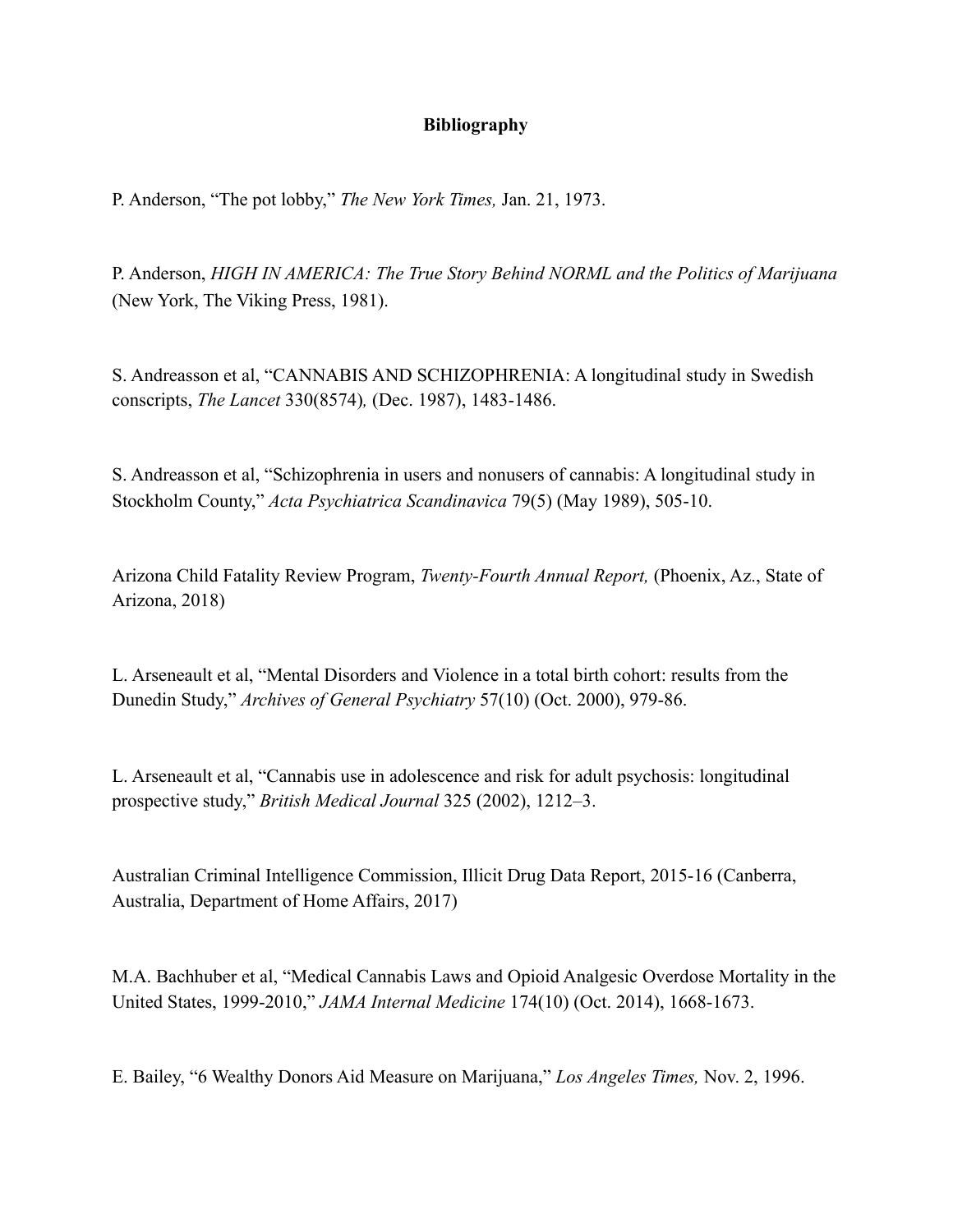**Bibliography**

P. Anderson, "The pot lobby," *The New York Times,* Jan. 21, 1973.

P. Anderson, *HIGH IN AMERICA: The True Story Behind NORML and the Politics of Marijuana* (New York, The Viking Press, 1981).

S. Andreasson et al, "CANNABIS AND SCHIZOPHRENIA: A longitudinal study in Swedish conscripts, *The Lancet* 330(8574)*,* (Dec. 1987), 1483-1486.

S. Andreasson et al, "Schizophrenia in users and nonusers of cannabis: A longitudinal study in Stockholm County," *Acta Psychiatrica Scandinavica* 79(5) (May 1989), 505-10.

Arizona Child Fatality Review Program, *Twenty-Fourth Annual Report,* (Phoenix, Az., State of Arizona, 2018)

L. Arseneault et al, "Mental Disorders and Violence in a total birth cohort: results from the Dunedin Study," *Archives of General Psychiatry* 57(10) (Oct. 2000), 979-86.

L. Arseneault et al, "Cannabis use in adolescence and risk for adult psychosis: longitudinal prospective study," *British Medical Journal* 325 (2002), 1212–3.

Australian Criminal Intelligence Commission, Illicit Drug Data Report, 2015-16 (Canberra, Australia, Department of Home Affairs, 2017)

M.A. Bachhuber et al, "Medical Cannabis Laws and Opioid Analgesic Overdose Mortality in the United States, 1999-2010," *JAMA Internal Medicine* 174(10) (Oct. 2014), 1668-1673.

E. Bailey, "6 Wealthy Donors Aid Measure on Marijuana," *Los Angeles Times,* Nov. 2, 1996.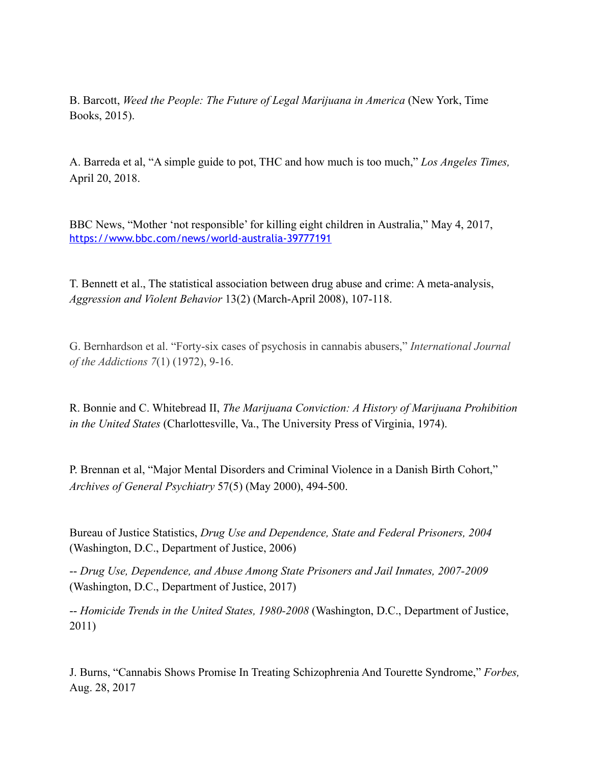B. Barcott, *Weed the People: The Future of Legal Marijuana in America* (New York, Time Books, 2015).

A. Barreda et al, "A simple guide to pot, THC and how much is too much," *Los Angeles Times,* April 20, 2018.

BBC News, "Mother 'not responsible' for killing eight children in Australia," May 4, 2017, https://www.bbc.com/news/world-australia-39777191

T. Bennett et al., The statistical association between drug abuse and crime: A meta-analysis, *Aggression and Violent Behavior* 13(2) (March-April 2008), 107-118.

G. Bernhardson et al. "Forty-six cases of psychosis in cannabis abusers," *International Journal of the Addictions 7*(1) (1972), 9-16.

R. Bonnie and C. Whitebread II, *The Marijuana Conviction: A History of Marijuana Prohibition in the United States* (Charlottesville, Va., The University Press of Virginia, 1974).

P. Brennan et al, "Major Mental Disorders and Criminal Violence in a Danish Birth Cohort," *Archives of General Psychiatry* 57(5) (May 2000), 494-500.

Bureau of Justice Statistics, *Drug Use and Dependence, State and Federal Prisoners, 2004* (Washington, D.C., Department of Justice, 2006)

-- *Drug Use, Dependence, and Abuse Among State Prisoners and Jail Inmates, 2007-2009* (Washington, D.C., Department of Justice, 2017)

-- *Homicide Trends in the United States, 1980-2008* (Washington, D.C., Department of Justice, 2011)

J. Burns, "Cannabis Shows Promise In Treating Schizophrenia And Tourette Syndrome," *Forbes,* Aug. 28, 2017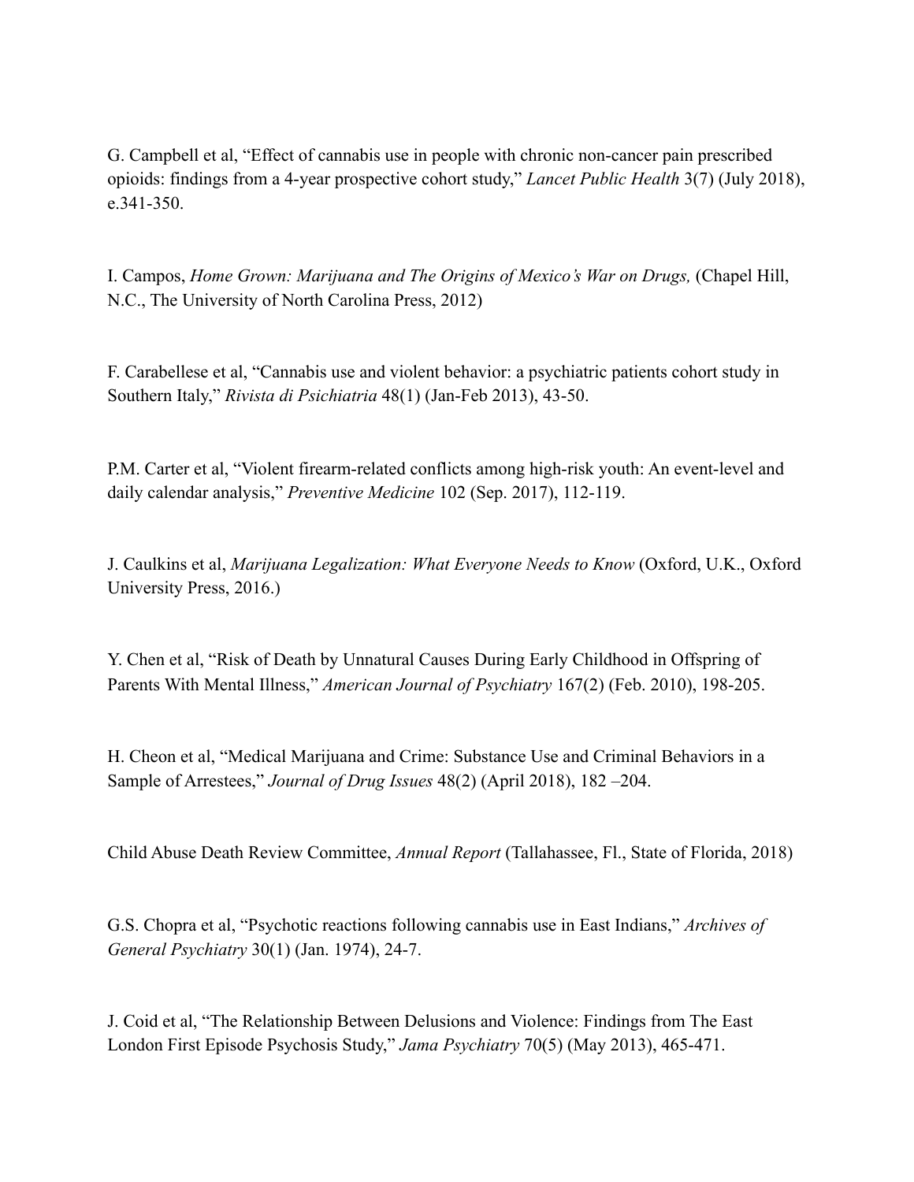G. Campbell et al, "Effect of cannabis use in people with chronic non-cancer pain prescribed opioids: findings from a 4-year prospective cohort study," *Lancet Public Health* 3(7) (July 2018), e.341-350.

I. Campos, *Home Grown: Marijuana and The Origins of Mexico's War on Drugs,* (Chapel Hill, N.C., The University of North Carolina Press, 2012)

F. Carabellese et al, "Cannabis use and violent behavior: a psychiatric patients cohort study in Southern Italy," *Rivista di Psichiatria* 48(1) (Jan-Feb 2013), 43-50.

P.M. Carter et al, "Violent firearm-related conflicts among high-risk youth: An event-level and daily calendar analysis," *Preventive Medicine* 102 (Sep. 2017), 112-119.

J. Caulkins et al, *Marijuana Legalization: What Everyone Needs to Know* (Oxford, U.K., Oxford University Press, 2016.)

Y. Chen et al, "Risk of Death by Unnatural Causes During Early Childhood in Offspring of Parents With Mental Illness," *American Journal of Psychiatry* 167(2) (Feb. 2010), 198-205.

H. Cheon et al, "Medical Marijuana and Crime: Substance Use and Criminal Behaviors in a Sample of Arrestees," *Journal of Drug Issues* 48(2) (April 2018), 182 –204.

Child Abuse Death Review Committee, *Annual Report* (Tallahassee, Fl., State of Florida, 2018)

G.S. Chopra et al, "Psychotic reactions following cannabis use in East Indians," *Archives of General Psychiatry* 30(1) (Jan. 1974), 24-7.

J. Coid et al, "The Relationship Between Delusions and Violence: Findings from The East London First Episode Psychosis Study," *Jama Psychiatry* 70(5) (May 2013), 465-471.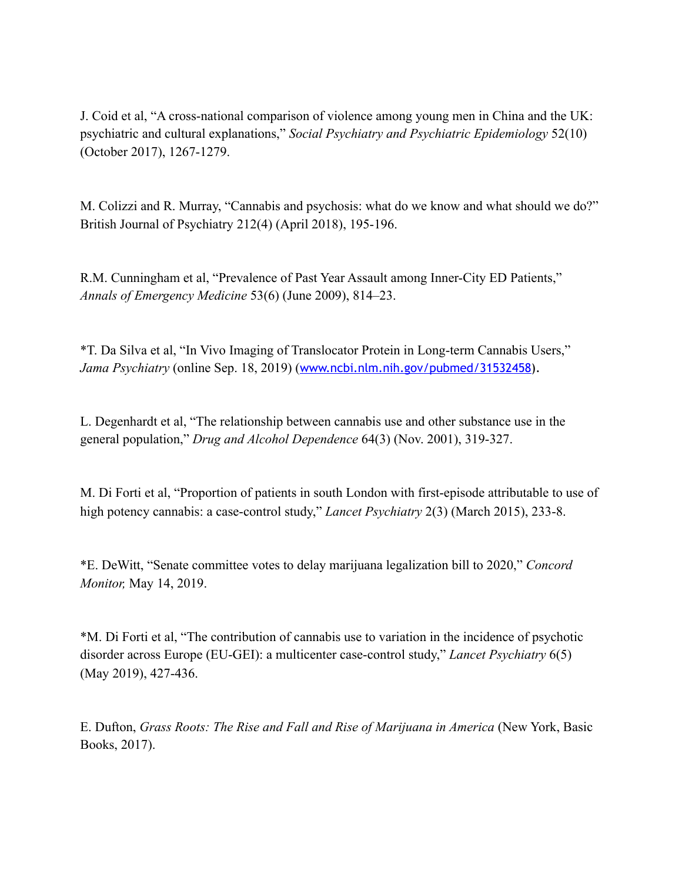J. Coid et al, "A cross-national comparison of violence among young men in China and the UK: psychiatric and cultural explanations," *Social Psychiatry and Psychiatric Epidemiology* 52(10) (October 2017), 1267-1279.

M. Colizzi and R. Murray, "Cannabis and psychosis: what do we know and what should we do?" British Journal of Psychiatry 212(4) (April 2018), 195-196.

R.M. Cunningham et al, "Prevalence of Past Year Assault among Inner-City ED Patients," *Annals of Emergency Medicine* 53(6) (June 2009), 814–23.

*T. Da Silva et al, "In Vivo Imaging of Translocator Protein in Long-term Cannabis Users," *Jama Psychiatry* (online Sep. 18, 2019) (www.ncbi.nlm.nih.gov/pubmed/31532458).

L. Degenhardt et al, "The relationship between cannabis use and other substance use in the general population," *Drug and Alcohol Dependence* 64(3) (Nov. 2001), 319-327.

M. Di Forti et al, "Proportion of patients in south London with first-episode attributable to use of high potency cannabis: a case-control study," *Lancet Psychiatry* 2(3) (March 2015), 233-8.

*E. DeWitt, "Senate committee votes to delay marijuana legalization bill to 2020," *Concord Monitor,* May 14, 2019.

*M. Di Forti et al, "The contribution of cannabis use to variation in the incidence of psychotic disorder across Europe (EU-GEI): a multicenter case-control study," *Lancet Psychiatry* 6(5) (May 2019), 427-436.

E. Dufton, *Grass Roots: The Rise and Fall and Rise of Marijuana in America* (New York, Basic Books, 2017).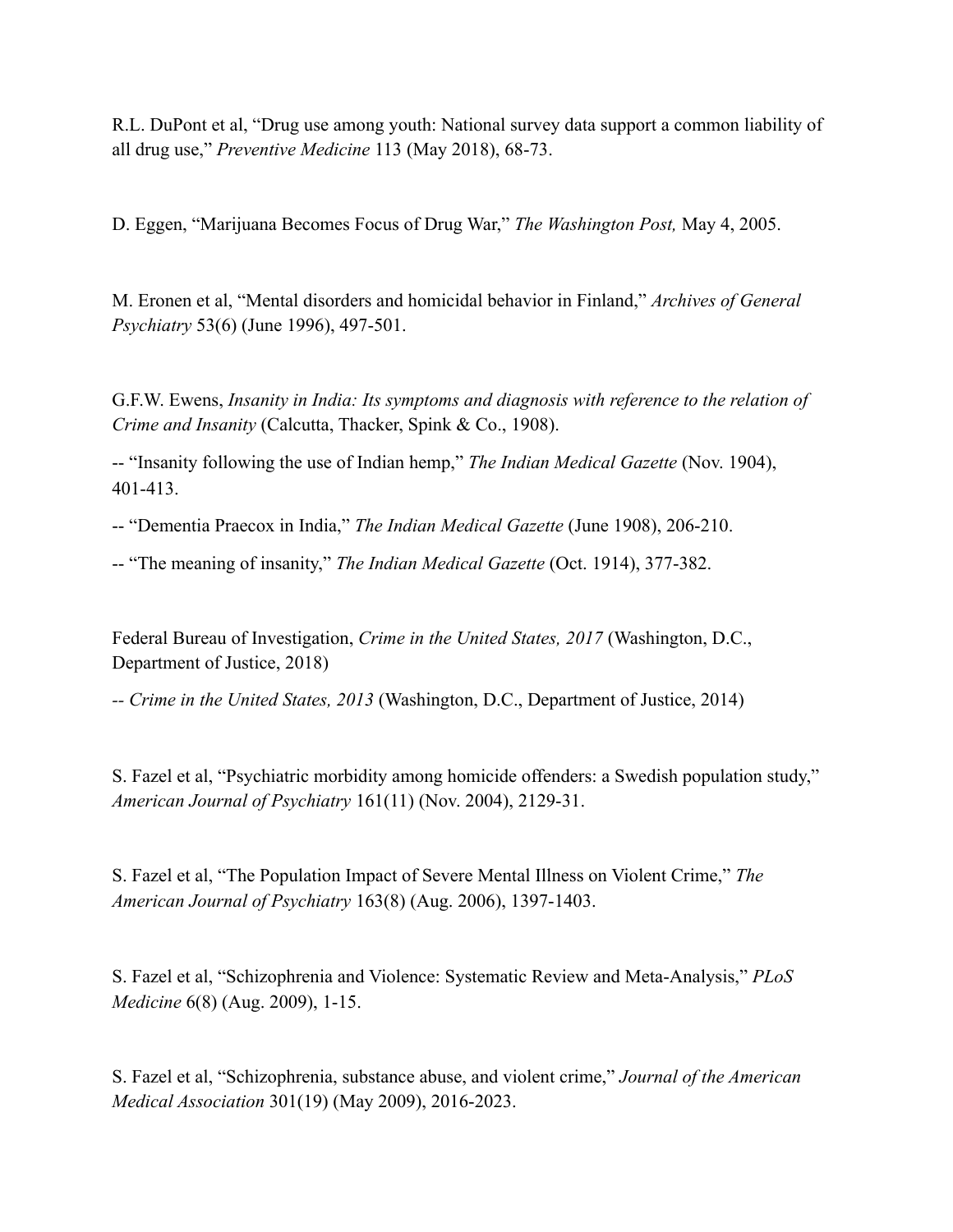R.L. DuPont et al, “Drug use among youth: National survey data support a common liability of all drug use,” *Preventive Medicine* 113 (May 2018), 68-73.

D. Eggen, “Marijuana Becomes Focus of Drug War,” *The Washington Post,* May 4, 2005.

M. Eronen et al, “Mental disorders and homicidal behavior in Finland,” *Archives of General Psychiatry* 53(6) (June 1996), 497-501.

G.F.W. Ewens, *Insanity in India: Its symptoms and diagnosis with reference to the relation of Crime and Insanity* (Calcutta, Thacker, Spink & Co., 1908).

-- “Insanity following the use of Indian hemp,” *The Indian Medical Gazette* (Nov. 1904), 401-413.

-- “Dementia Praecox in India,” *The Indian Medical Gazette* (June 1908), 206-210.

-- “The meaning of insanity,” *The Indian Medical Gazette* (Oct. 1914), 377-382.

Federal Bureau of Investigation, *Crime in the United States, 2017* (Washington, D.C., Department of Justice, 2018)

-- *Crime in the United States, 2013* (Washington, D.C., Department of Justice, 2014)

S. Fazel et al, “Psychiatric morbidity among homicide offenders: a Swedish population study,” *American Journal of Psychiatry* 161(11) (Nov. 2004), 2129-31.

S. Fazel et al, “The Population Impact of Severe Mental Illness on Violent Crime,” *The American Journal of Psychiatry* 163(8) (Aug. 2006), 1397-1403.

S. Fazel et al, “Schizophrenia and Violence: Systematic Review and Meta-Analysis,” *PLoS Medicine* 6(8) (Aug. 2009), 1-15.

S. Fazel et al, “Schizophrenia, substance abuse, and violent crime,” *Journal of the American Medical Association* 301(19) (May 2009), 2016-2023.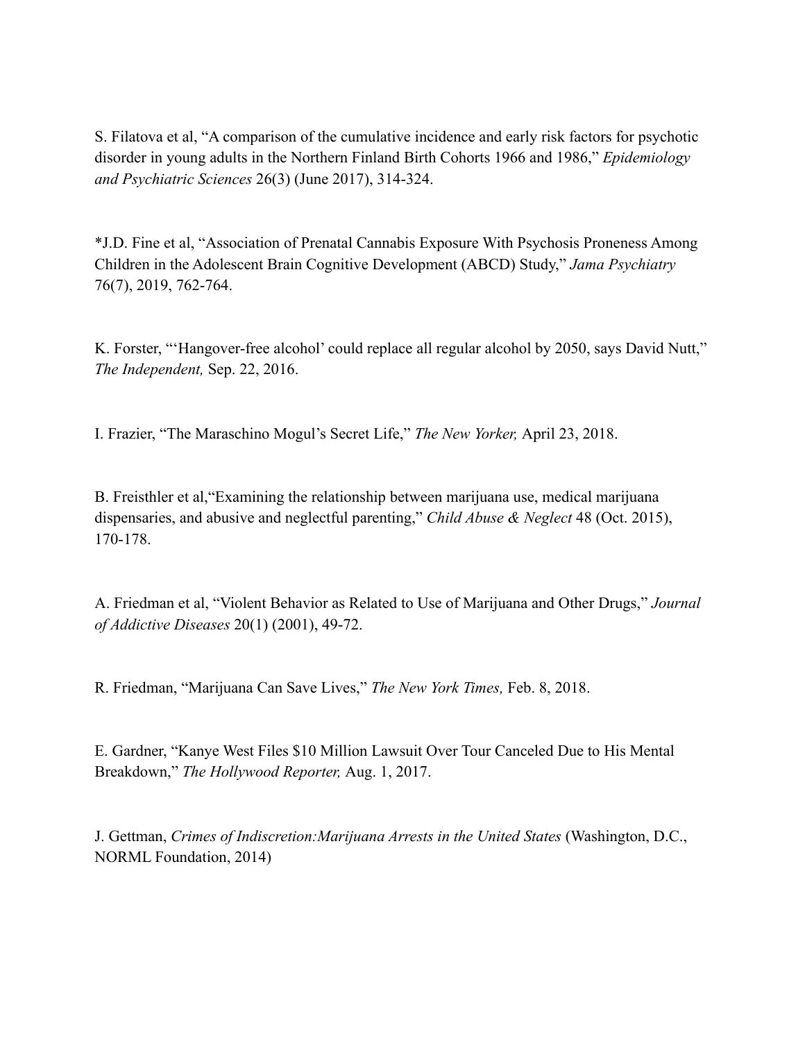S. Filatova et al, “A comparison of the cumulative incidence and early risk factors for psychotic disorder in young adults in the Northern Finland Birth Cohorts 1966 and 1986,” *Epidemiology and Psychiatric Sciences* 26(3) (June 2017), 314-324.

*J.D. Fine et al, “Association of Prenatal Cannabis Exposure With Psychosis Proneness Among Children in the Adolescent Brain Cognitive Development (ABCD) Study,” *Jama Psychiatry* 76(7), 2019, 762-764.

K. Forster, “‘Hangover-free alcohol’ could replace all regular alcohol by 2050, says David Nutt,” *The Independent,* Sep. 22, 2016.

I. Frazier, “The Maraschino Mogul’s Secret Life,” *The New Yorker,* April 23, 2018.

B. Freisthler et al,“Examining the relationship between marijuana use, medical marijuana dispensaries, and abusive and neglectful parenting,” *Child Abuse & Neglect* 48 (Oct. 2015), 170-178.

A. Friedman et al, “Violent Behavior as Related to Use of Marijuana and Other Drugs,” *Journal of Addictive Diseases* 20(1) (2001), 49-72.

R. Friedman, “Marijuana Can Save Lives,” *The New York Times,* Feb. 8, 2018.

E. Gardner, “Kanye West Files $10 Million Lawsuit Over Tour Canceled Due to His Mental Breakdown,” *The Hollywood Reporter,* Aug. 1, 2017.

J. Gettman, *Crimes of Indiscretion:Marijuana Arrests in the United States* (Washington, D.C., NORML Foundation, 2014)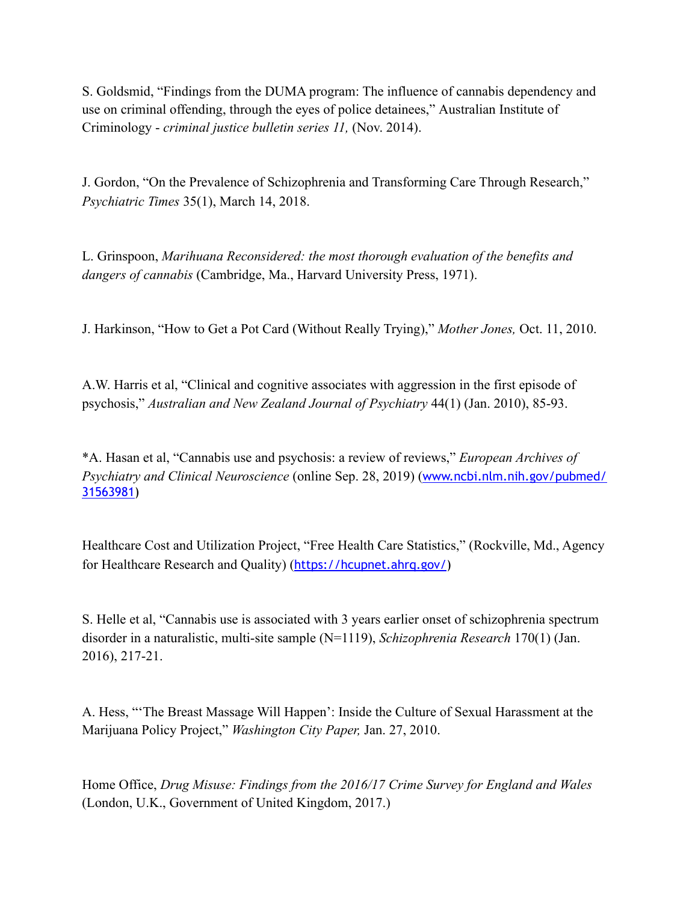S. Goldsmid, "Findings from the DUMA program: The influence of cannabis dependency and use on criminal offending, through the eyes of police detainees," Australian Institute of Criminology - *criminal justice bulletin series 11,* (Nov. 2014).

J. Gordon, "On the Prevalence of Schizophrenia and Transforming Care Through Research," *Psychiatric Times* 35(1), March 14, 2018.

L. Grinspoon, *Marihuana Reconsidered: the most thorough evaluation of the benefits and dangers of cannabis* (Cambridge, Ma., Harvard University Press, 1971).

J. Harkinson, "How to Get a Pot Card (Without Really Trying)," *Mother Jones,* Oct. 11, 2010.

A.W. Harris et al, "Clinical and cognitive associates with aggression in the first episode of psychosis," *Australian and New Zealand Journal of Psychiatry* 44(1) (Jan. 2010), 85-93.

*A. Hasan et al, "Cannabis use and psychosis: a review of reviews," *European Archives of Psychiatry and Clinical Neuroscience* (online Sep. 28, 2019) (www.ncbi.nlm.nih.gov/pubmed/31563981)

Healthcare Cost and Utilization Project, "Free Health Care Statistics," (Rockville, Md., Agency for Healthcare Research and Quality) (https://hcupnet.ahrq.gov/)

S. Helle et al, "Cannabis use is associated with 3 years earlier onset of schizophrenia spectrum disorder in a naturalistic, multi-site sample (N=1119), *Schizophrenia Research* 170(1) (Jan. 2016), 217-21.

A. Hess, "'The Breast Massage Will Happen': Inside the Culture of Sexual Harassment at the Marijuana Policy Project," *Washington City Paper,* Jan. 27, 2010.

Home Office, *Drug Misuse: Findings from the 2016/17 Crime Survey for England and Wales* (London, U.K., Government of United Kingdom, 2017.)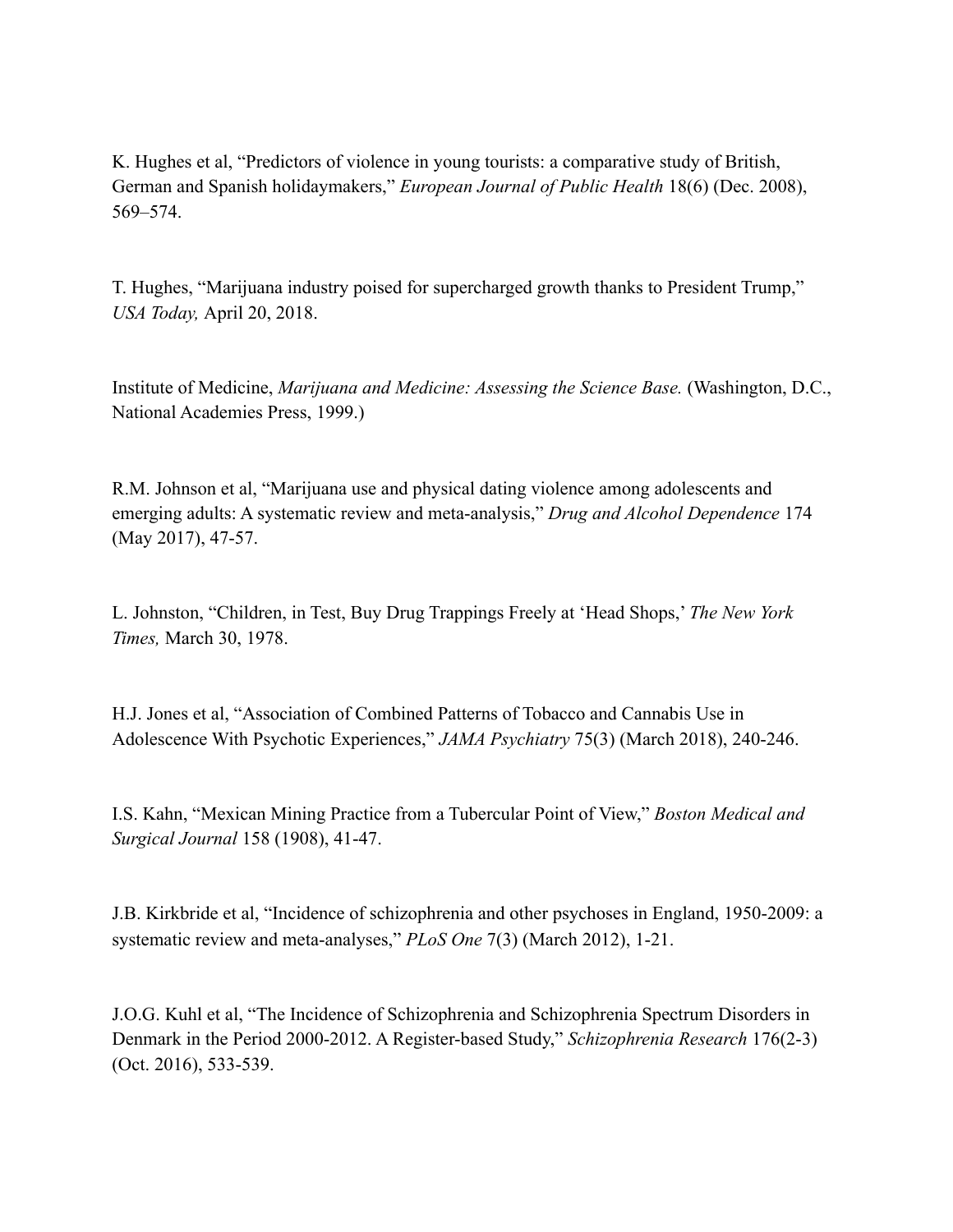K. Hughes et al, “Predictors of violence in young tourists: a comparative study of British, German and Spanish holidaymakers,” *European Journal of Public Health* 18(6) (Dec. 2008), 569–574.

T. Hughes, “Marijuana industry poised for supercharged growth thanks to President Trump,” *USA Today,* April 20, 2018.

Institute of Medicine, *Marijuana and Medicine: Assessing the Science Base.* (Washington, D.C., National Academies Press, 1999.)

R.M. Johnson et al, “Marijuana use and physical dating violence among adolescents and emerging adults: A systematic review and meta-analysis,” *Drug and Alcohol Dependence* 174 (May 2017), 47-57.

L. Johnston, “Children, in Test, Buy Drug Trappings Freely at ‘Head Shops,’ *The New York Times,* March 30, 1978.

H.J. Jones et al, “Association of Combined Patterns of Tobacco and Cannabis Use in Adolescence With Psychotic Experiences,” *JAMA Psychiatry* 75(3) (March 2018), 240-246.

I.S. Kahn, “Mexican Mining Practice from a Tubercular Point of View,” *Boston Medical and Surgical Journal* 158 (1908), 41-47.

J.B. Kirkbride et al, “Incidence of schizophrenia and other psychoses in England, 1950-2009: a systematic review and meta-analyses,” *PLoS One* 7(3) (March 2012), 1-21.

J.O.G. Kuhl et al, “The Incidence of Schizophrenia and Schizophrenia Spectrum Disorders in Denmark in the Period 2000-2012. A Register-based Study,” *Schizophrenia Research* 176(2-3) (Oct. 2016), 533-539.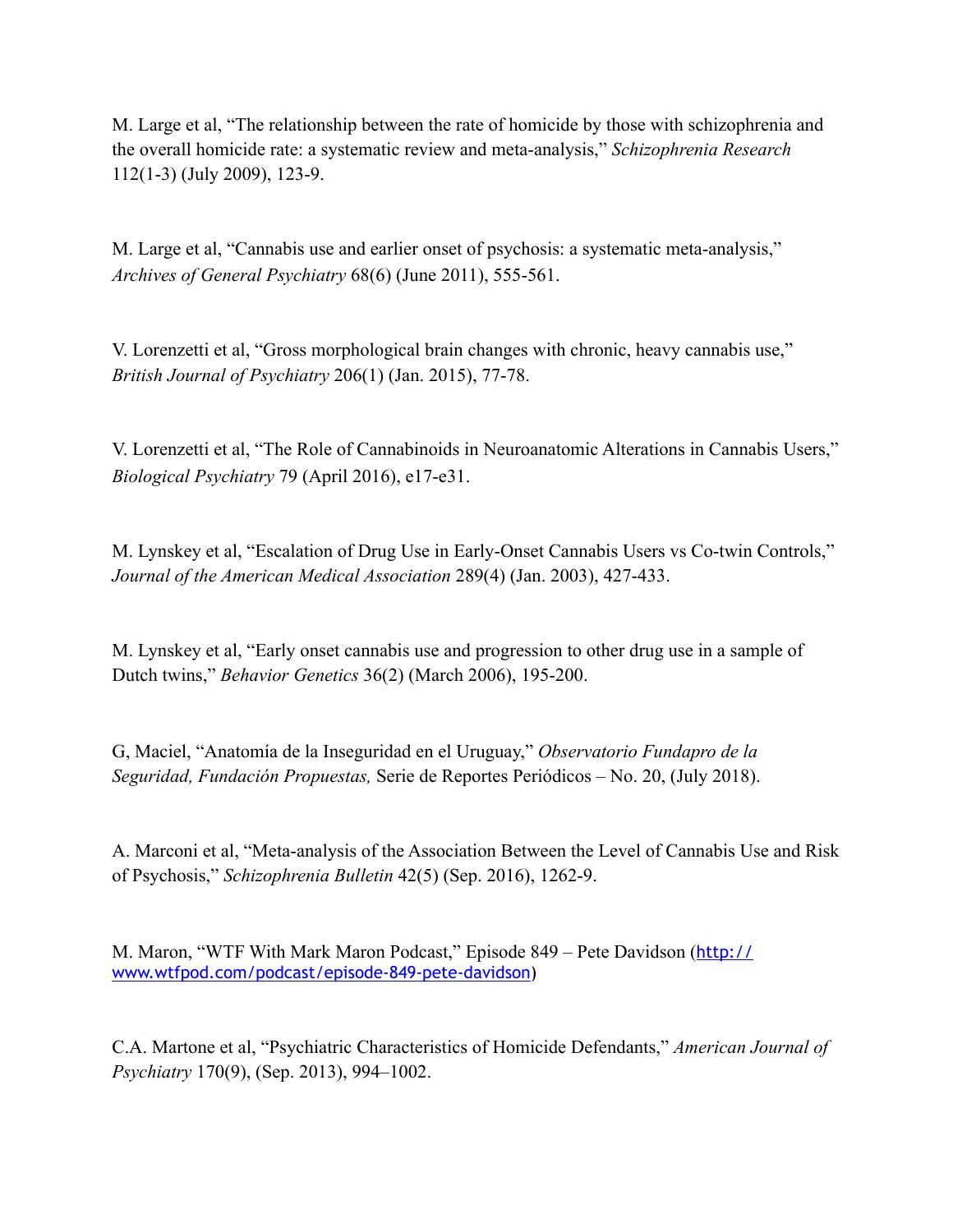M. Large et al, "The relationship between the rate of homicide by those with schizophrenia and the overall homicide rate: a systematic review and meta-analysis," *Schizophrenia Research* 112(1-3) (July 2009), 123-9.

M. Large et al, "Cannabis use and earlier onset of psychosis: a systematic meta-analysis," *Archives of General Psychiatry* 68(6) (June 2011), 555-561.

V. Lorenzetti et al, "Gross morphological brain changes with chronic, heavy cannabis use," *British Journal of Psychiatry* 206(1) (Jan. 2015), 77-78.

V. Lorenzetti et al, "The Role of Cannabinoids in Neuroanatomic Alterations in Cannabis Users," *Biological Psychiatry* 79 (April 2016), e17-e31.

M. Lynskey et al, "Escalation of Drug Use in Early-Onset Cannabis Users vs Co-twin Controls," *Journal of the American Medical Association* 289(4) (Jan. 2003), 427-433.

M. Lynskey et al, "Early onset cannabis use and progression to other drug use in a sample of Dutch twins," *Behavior Genetics* 36(2) (March 2006), 195-200.

G, Maciel, "Anatomía de la Inseguridad en el Uruguay," *Observatorio Fundapro de la Seguridad, Fundación Propuestas,* Serie de Reportes Periódicos – No. 20, (July 2018).

A. Marconi et al, "Meta-analysis of the Association Between the Level of Cannabis Use and Risk of Psychosis," *Schizophrenia Bulletin* 42(5) (Sep. 2016), 1262-9.

M. Maron, "WTF With Mark Maron Podcast," Episode 849 – Pete Davidson (http://www.wtfpod.com/podcast/episode-849-pete-davidson)

C.A. Martone et al, "Psychiatric Characteristics of Homicide Defendants," *American Journal of Psychiatry* 170(9), (Sep. 2013), 994–1002.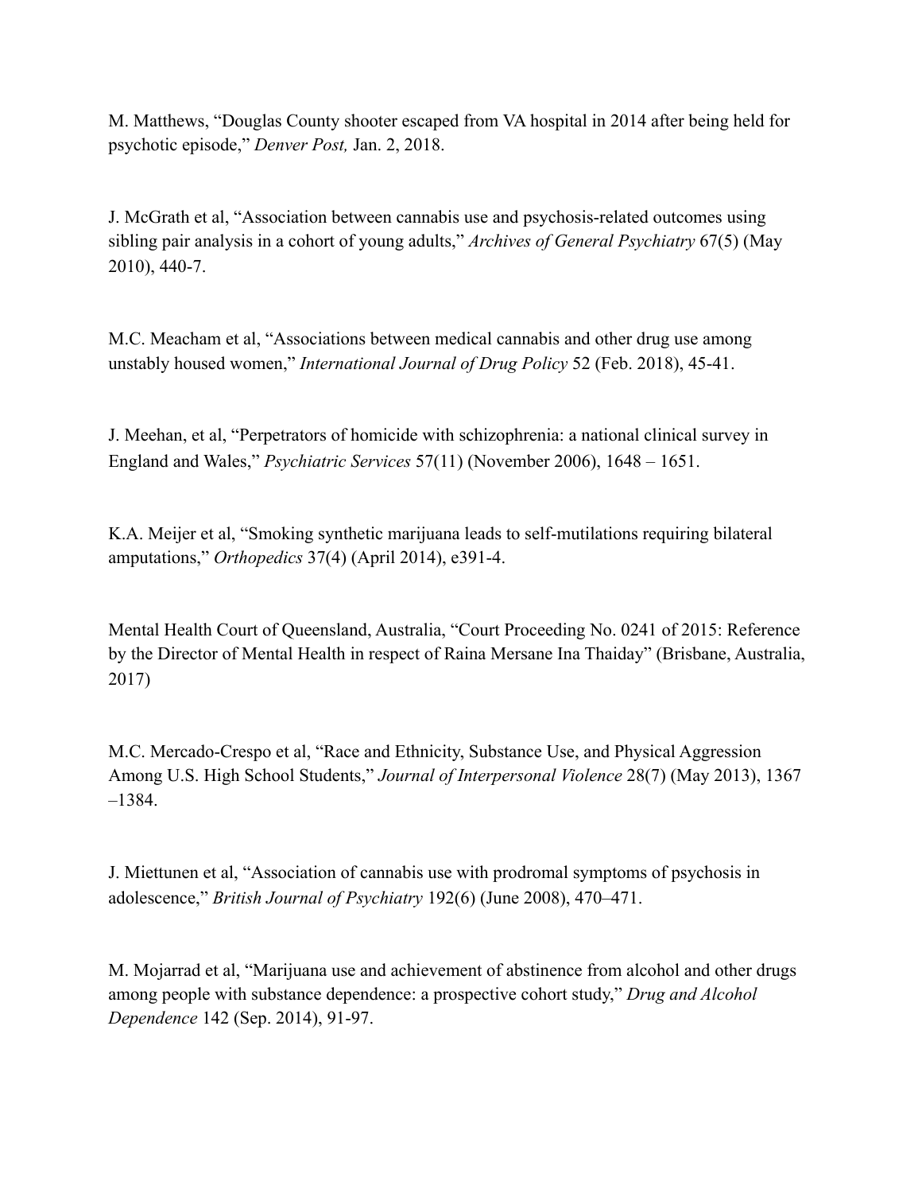M. Matthews, "Douglas County shooter escaped from VA hospital in 2014 after being held for psychotic episode," *Denver Post,* Jan. 2, 2018.

J. McGrath et al, "Association between cannabis use and psychosis-related outcomes using sibling pair analysis in a cohort of young adults," *Archives of General Psychiatry* 67(5) (May 2010), 440-7.

M.C. Meacham et al, "Associations between medical cannabis and other drug use among unstably housed women," *International Journal of Drug Policy* 52 (Feb. 2018), 45-41.

J. Meehan, et al, "Perpetrators of homicide with schizophrenia: a national clinical survey in England and Wales," *Psychiatric Services* 57(11) (November 2006), 1648 – 1651.

K.A. Meijer et al, "Smoking synthetic marijuana leads to self-mutilations requiring bilateral amputations," *Orthopedics* 37(4) (April 2014), e391-4.

Mental Health Court of Queensland, Australia, "Court Proceeding No. 0241 of 2015: Reference by the Director of Mental Health in respect of Raina Mersane Ina Thaiday" (Brisbane, Australia, 2017)

M.C. Mercado-Crespo et al, "Race and Ethnicity, Substance Use, and Physical Aggression Among U.S. High School Students," *Journal of Interpersonal Violence* 28(7) (May 2013), 1367 –1384.

J. Miettunen et al, "Association of cannabis use with prodromal symptoms of psychosis in adolescence," *British Journal of Psychiatry* 192(6) (June 2008), 470–471.

M. Mojarrad et al, "Marijuana use and achievement of abstinence from alcohol and other drugs among people with substance dependence: a prospective cohort study," *Drug and Alcohol Dependence* 142 (Sep. 2014), 91-97.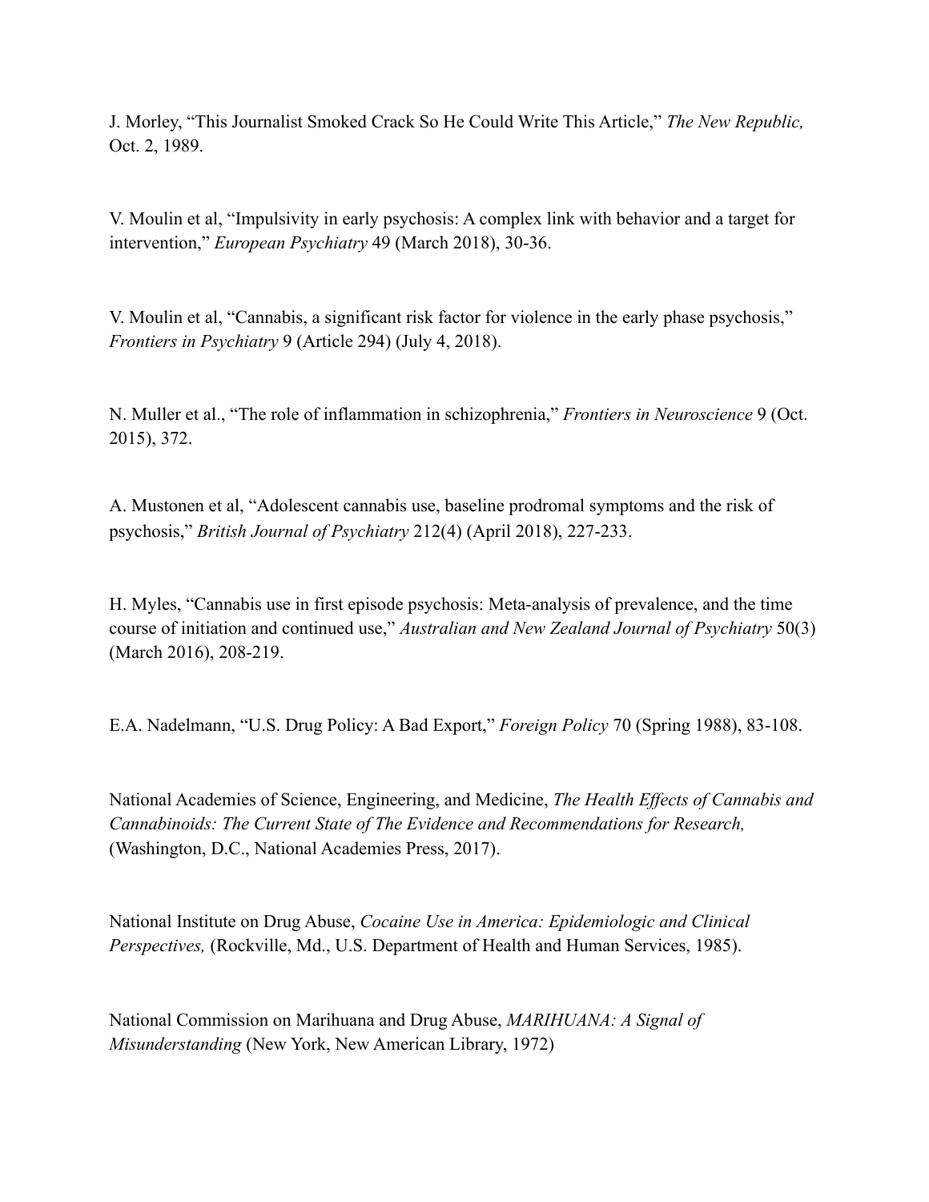J. Morley, "This Journalist Smoked Crack So He Could Write This Article," *The New Republic,* Oct. 2, 1989.

V. Moulin et al, "Impulsivity in early psychosis: A complex link with behavior and a target for intervention," *European Psychiatry* 49 (March 2018), 30-36.

V. Moulin et al, "Cannabis, a significant risk factor for violence in the early phase psychosis," *Frontiers in Psychiatry* 9 (Article 294) (July 4, 2018).

N. Muller et al., "The role of inflammation in schizophrenia," *Frontiers in Neuroscience* 9 (Oct. 2015), 372.

A. Mustonen et al, "Adolescent cannabis use, baseline prodromal symptoms and the risk of psychosis," *British Journal of Psychiatry* 212(4) (April 2018), 227-233.

H. Myles, "Cannabis use in first episode psychosis: Meta-analysis of prevalence, and the time course of initiation and continued use," *Australian and New Zealand Journal of Psychiatry* 50(3) (March 2016), 208-219.

E.A. Nadelmann, "U.S. Drug Policy: A Bad Export," *Foreign Policy* 70 (Spring 1988), 83-108.

National Academies of Science, Engineering, and Medicine, *The Health Effects of Cannabis and Cannabinoids: The Current State of The Evidence and Recommendations for Research,* (Washington, D.C., National Academies Press, 2017).

National Institute on Drug Abuse, *Cocaine Use in America: Epidemiologic and Clinical Perspectives,* (Rockville, Md., U.S. Department of Health and Human Services, 1985).

National Commission on Marihuana and Drug Abuse, *MARIHUANA: A Signal of Misunderstanding* (New York, New American Library, 1972)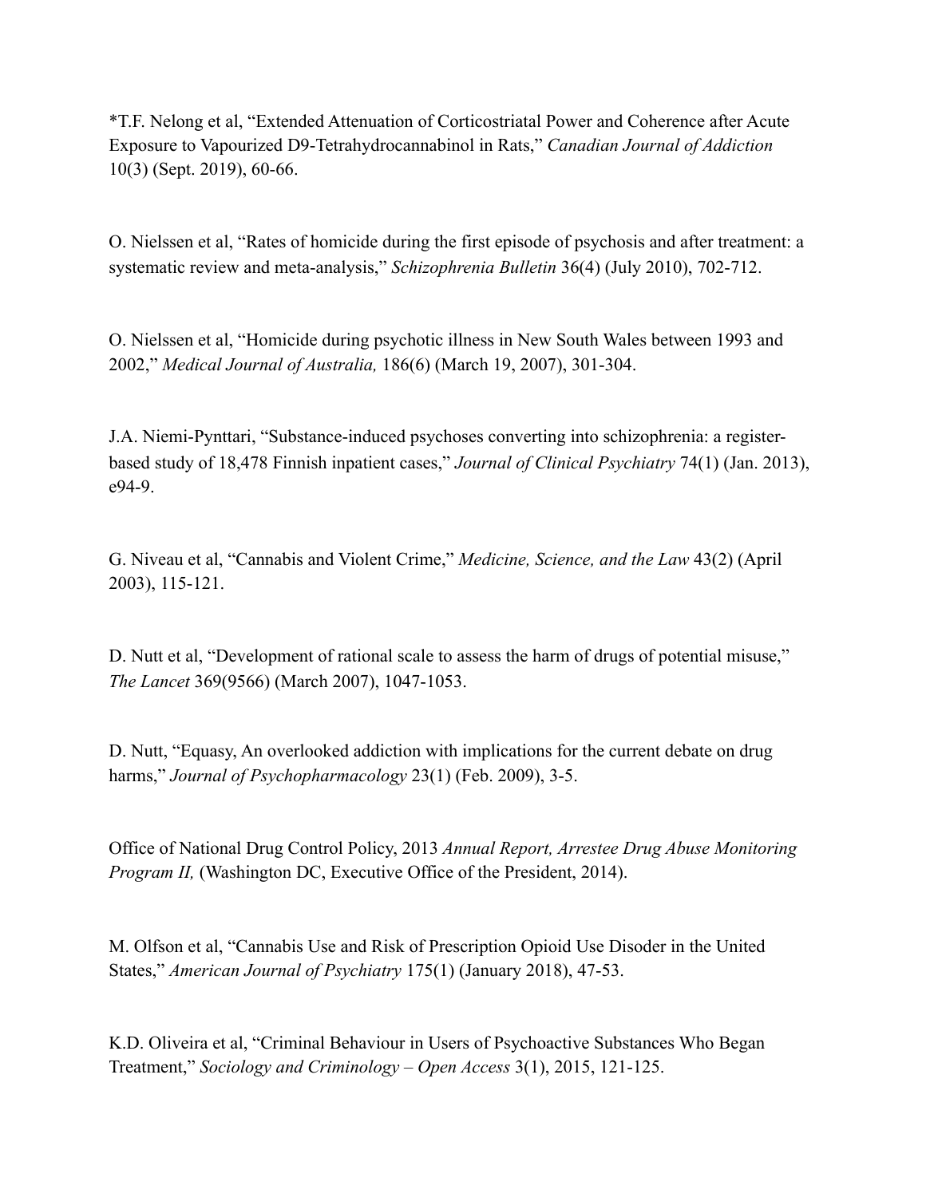*T.F. Nelong et al, “Extended Attenuation of Corticostriatal Power and Coherence after Acute Exposure to Vapourized D9-Tetrahydrocannabinol in Rats,” *Canadian Journal of Addiction* 10(3) (Sept. 2019), 60-66.

O. Nielssen et al, “Rates of homicide during the first episode of psychosis and after treatment: a systematic review and meta-analysis,” *Schizophrenia Bulletin* 36(4) (July 2010), 702-712.

O. Nielssen et al, “Homicide during psychotic illness in New South Wales between 1993 and 2002,” *Medical Journal of Australia,* 186(6) (March 19, 2007), 301-304.

J.A. Niemi-Pynttari, “Substance-induced psychoses converting into schizophrenia: a register-based study of 18,478 Finnish inpatient cases,” *Journal of Clinical Psychiatry* 74(1) (Jan. 2013), e94-9.

G. Niveau et al, “Cannabis and Violent Crime,” *Medicine, Science, and the Law* 43(2) (April 2003), 115-121.

D. Nutt et al, “Development of rational scale to assess the harm of drugs of potential misuse,” *The Lancet* 369(9566) (March 2007), 1047-1053.

D. Nutt, “Equasy, An overlooked addiction with implications for the current debate on drug harms,” *Journal of Psychopharmacology* 23(1) (Feb. 2009), 3-5.

Office of National Drug Control Policy, 2013 *Annual Report, Arrestee Drug Abuse Monitoring Program II,* (Washington DC, Executive Office of the President, 2014).

M. Olfson et al, “Cannabis Use and Risk of Prescription Opioid Use Disoder in the United States,” *American Journal of Psychiatry* 175(1) (January 2018), 47-53.

K.D. Oliveira et al, “Criminal Behaviour in Users of Psychoactive Substances Who Began Treatment,” *Sociology and Criminology – Open Access* 3(1), 2015, 121-125.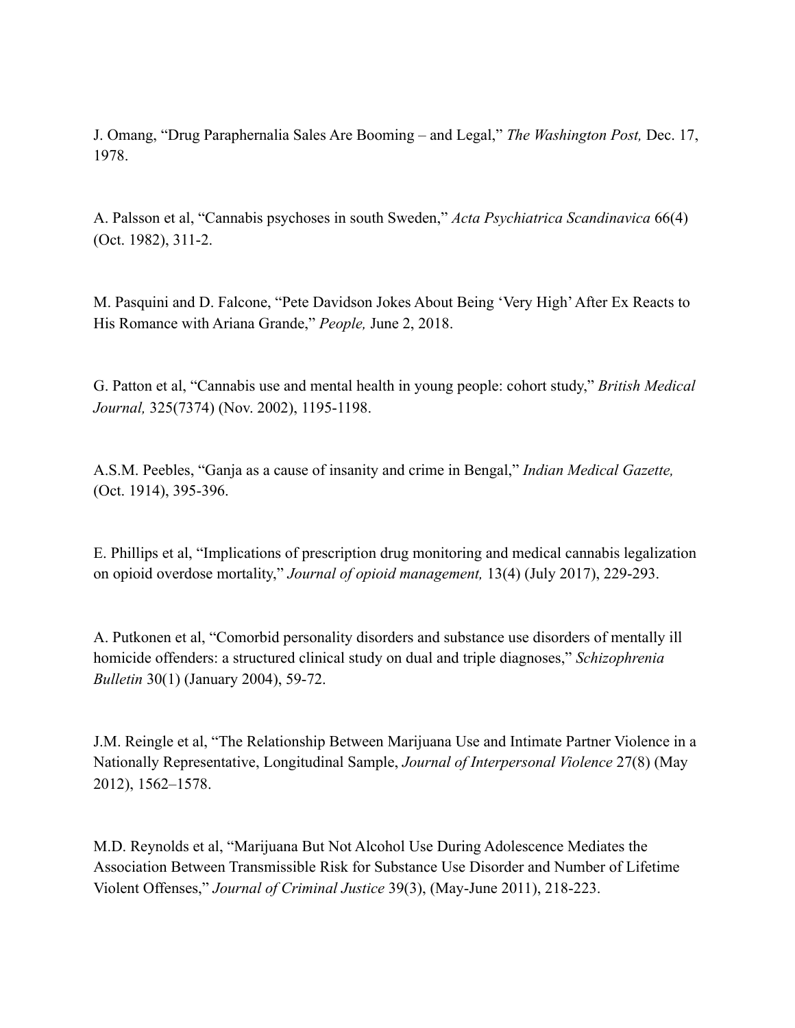J. Omang, “Drug Paraphernalia Sales Are Booming – and Legal,” *The Washington Post,* Dec. 17, 1978.

A. Palsson et al, “Cannabis psychoses in south Sweden,” *Acta Psychiatrica Scandinavica* 66(4) (Oct. 1982), 311-2.

M. Pasquini and D. Falcone, “Pete Davidson Jokes About Being ‘Very High’ After Ex Reacts to His Romance with Ariana Grande,” *People,* June 2, 2018.

G. Patton et al, “Cannabis use and mental health in young people: cohort study,” *British Medical Journal,* 325(7374) (Nov. 2002), 1195-1198.

A.S.M. Peebles, “Ganja as a cause of insanity and crime in Bengal,” *Indian Medical Gazette,* (Oct. 1914), 395-396.

E. Phillips et al, “Implications of prescription drug monitoring and medical cannabis legalization on opioid overdose mortality,” *Journal of opioid management,* 13(4) (July 2017), 229-293.

A. Putkonen et al, “Comorbid personality disorders and substance use disorders of mentally ill homicide offenders: a structured clinical study on dual and triple diagnoses,” *Schizophrenia Bulletin* 30(1) (January 2004), 59-72.

J.M. Reingle et al, “The Relationship Between Marijuana Use and Intimate Partner Violence in a Nationally Representative, Longitudinal Sample, *Journal of Interpersonal Violence* 27(8) (May 2012), 1562–1578.

M.D. Reynolds et al, “Marijuana But Not Alcohol Use During Adolescence Mediates the Association Between Transmissible Risk for Substance Use Disorder and Number of Lifetime Violent Offenses,” *Journal of Criminal Justice* 39(3), (May-June 2011), 218-223.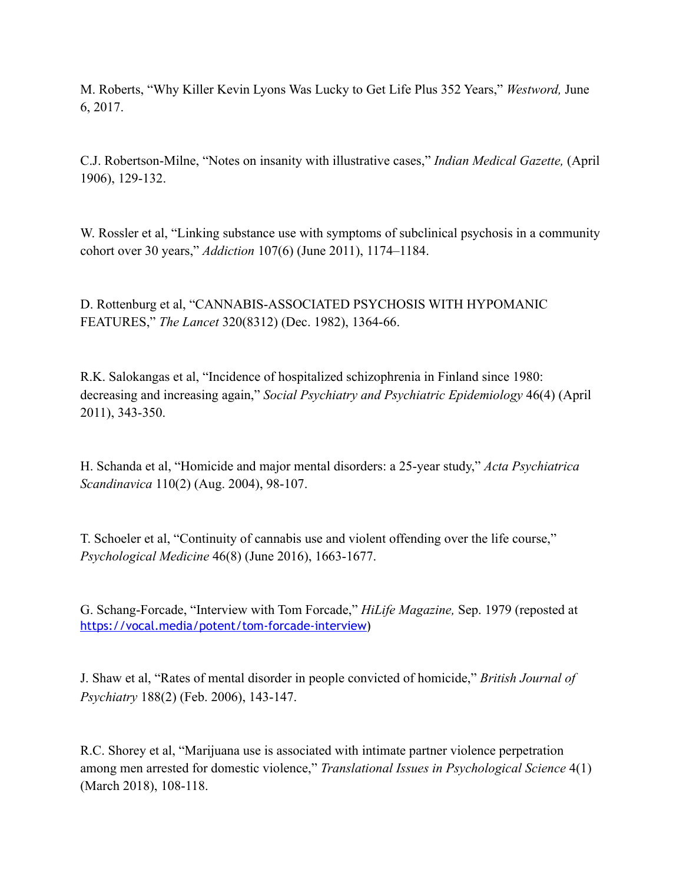M. Roberts, "Why Killer Kevin Lyons Was Lucky to Get Life Plus 352 Years," *Westword,* June 6, 2017.

C.J. Robertson-Milne, "Notes on insanity with illustrative cases," *Indian Medical Gazette,* (April 1906), 129-132.

W. Rossler et al, "Linking substance use with symptoms of subclinical psychosis in a community cohort over 30 years," *Addiction* 107(6) (June 2011), 1174–1184.

D. Rottenburg et al, "CANNABIS-ASSOCIATED PSYCHOSIS WITH HYPOMANIC FEATURES," *The Lancet* 320(8312) (Dec. 1982), 1364-66.

R.K. Salokangas et al, "Incidence of hospitalized schizophrenia in Finland since 1980: decreasing and increasing again," *Social Psychiatry and Psychiatric Epidemiology* 46(4) (April 2011), 343-350.

H. Schanda et al, "Homicide and major mental disorders: a 25-year study," *Acta Psychiatrica Scandinavica* 110(2) (Aug. 2004), 98-107.

T. Schoeler et al, "Continuity of cannabis use and violent offending over the life course," *Psychological Medicine* 46(8) (June 2016), 1663-1677.

G. Schang-Forcade, "Interview with Tom Forcade," *HiLife Magazine,* Sep. 1979 (reposted at https://vocal.media/potent/tom-forcade-interview)

J. Shaw et al, "Rates of mental disorder in people convicted of homicide," *British Journal of Psychiatry* 188(2) (Feb. 2006), 143-147.

R.C. Shorey et al, "Marijuana use is associated with intimate partner violence perpetration among men arrested for domestic violence," *Translational Issues in Psychological Science* 4(1) (March 2018), 108-118.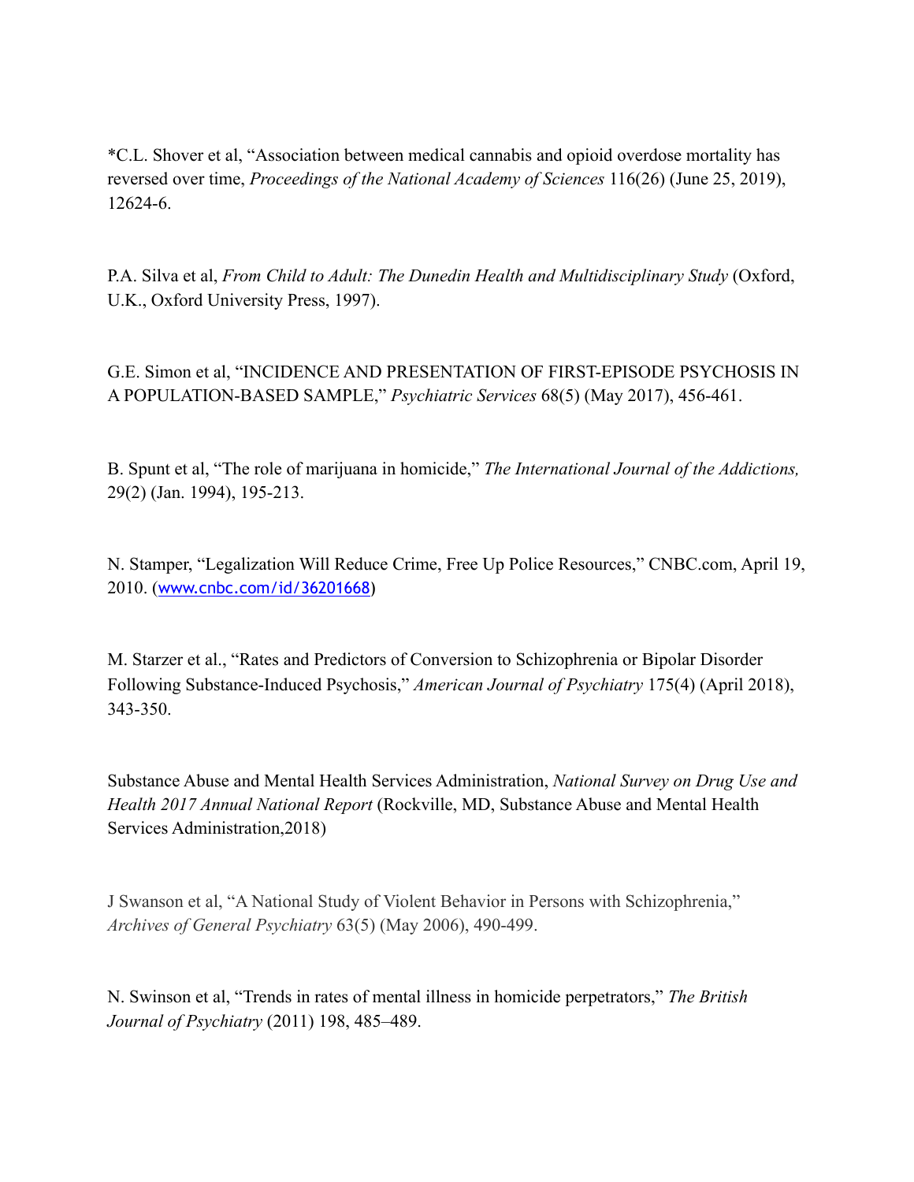*C.L. Shover et al, “Association between medical cannabis and opioid overdose mortality has reversed over time, *Proceedings of the National Academy of Sciences* 116(26) (June 25, 2019), 12624-6.

P.A. Silva et al, *From Child to Adult: The Dunedin Health and Multidisciplinary Study* (Oxford, U.K., Oxford University Press, 1997).

G.E. Simon et al, “INCIDENCE AND PRESENTATION OF FIRST-EPISODE PSYCHOSIS IN A POPULATION-BASED SAMPLE,” *Psychiatric Services* 68(5) (May 2017), 456-461.

B. Spunt et al, “The role of marijuana in homicide,” *The International Journal of the Addictions,* 29(2) (Jan. 1994), 195-213.

N. Stamper, “Legalization Will Reduce Crime, Free Up Police Resources,” CNBC.com, April 19, 2010. (www.cnbc.com/id/36201668)

M. Starzer et al., “Rates and Predictors of Conversion to Schizophrenia or Bipolar Disorder Following Substance-Induced Psychosis,” *American Journal of Psychiatry* 175(4) (April 2018), 343-350.

Substance Abuse and Mental Health Services Administration, *National Survey on Drug Use and Health 2017 Annual National Report* (Rockville, MD, Substance Abuse and Mental Health Services Administration,2018)

J Swanson et al, “A National Study of Violent Behavior in Persons with Schizophrenia,” *Archives of General Psychiatry* 63(5) (May 2006), 490-499.

N. Swinson et al, “Trends in rates of mental illness in homicide perpetrators,” *The British Journal of Psychiatry* (2011) 198, 485–489.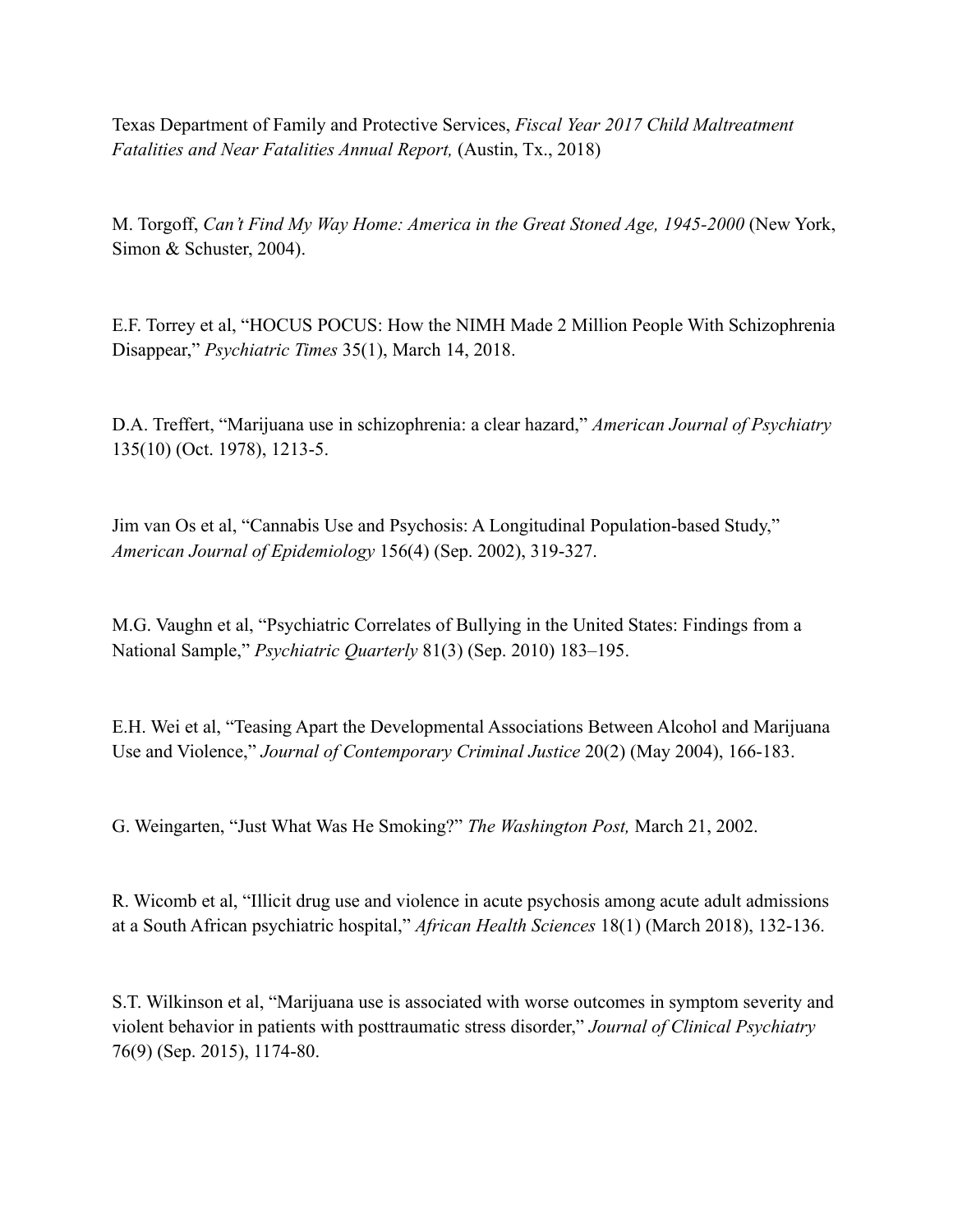Texas Department of Family and Protective Services, *Fiscal Year 2017 Child Maltreatment Fatalities and Near Fatalities Annual Report,* (Austin, Tx., 2018)

M. Torgoff, *Can't Find My Way Home: America in the Great Stoned Age, 1945-2000* (New York, Simon & Schuster, 2004).

E.F. Torrey et al, "HOCUS POCUS: How the NIMH Made 2 Million People With Schizophrenia Disappear," *Psychiatric Times* 35(1), March 14, 2018.

D.A. Treffert, "Marijuana use in schizophrenia: a clear hazard," *American Journal of Psychiatry* 135(10) (Oct. 1978), 1213-5.

Jim van Os et al, "Cannabis Use and Psychosis: A Longitudinal Population-based Study," *American Journal of Epidemiology* 156(4) (Sep. 2002), 319-327.

M.G. Vaughn et al, "Psychiatric Correlates of Bullying in the United States: Findings from a National Sample," *Psychiatric Quarterly* 81(3) (Sep. 2010) 183–195.

E.H. Wei et al, "Teasing Apart the Developmental Associations Between Alcohol and Marijuana Use and Violence," *Journal of Contemporary Criminal Justice* 20(2) (May 2004), 166-183.

G. Weingarten, "Just What Was He Smoking?" *The Washington Post,* March 21, 2002.

R. Wicomb et al, "Illicit drug use and violence in acute psychosis among acute adult admissions at a South African psychiatric hospital," *African Health Sciences* 18(1) (March 2018), 132-136.

S.T. Wilkinson et al, "Marijuana use is associated with worse outcomes in symptom severity and violent behavior in patients with posttraumatic stress disorder," *Journal of Clinical Psychiatry* 76(9) (Sep. 2015), 1174-80.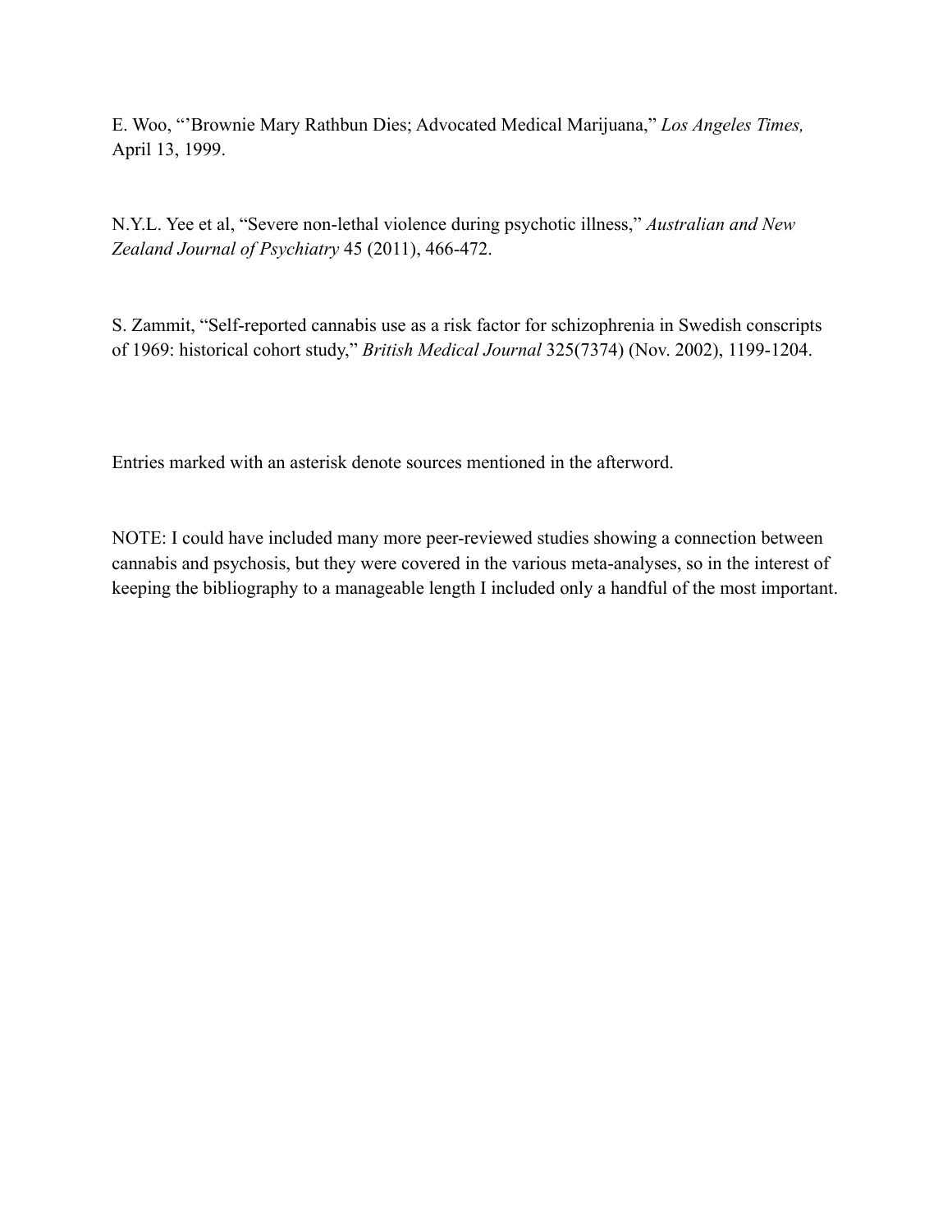E. Woo, "'Brownie Mary Rathbun Dies; Advocated Medical Marijuana," *Los Angeles Times,* April 13, 1999.

N.Y.L. Yee et al, "Severe non-lethal violence during psychotic illness," *Australian and New Zealand Journal of Psychiatry* 45 (2011), 466-472.

S. Zammit, "Self-reported cannabis use as a risk factor for schizophrenia in Swedish conscripts of 1969: historical cohort study," *British Medical Journal* 325(7374) (Nov. 2002), 1199-1204.

Entries marked with an asterisk denote sources mentioned in the afterword.

NOTE: I could have included many more peer-reviewed studies showing a connection between cannabis and psychosis, but they were covered in the various meta-analyses, so in the interest of keeping the bibliography to a manageable length I included only a handful of the most important.